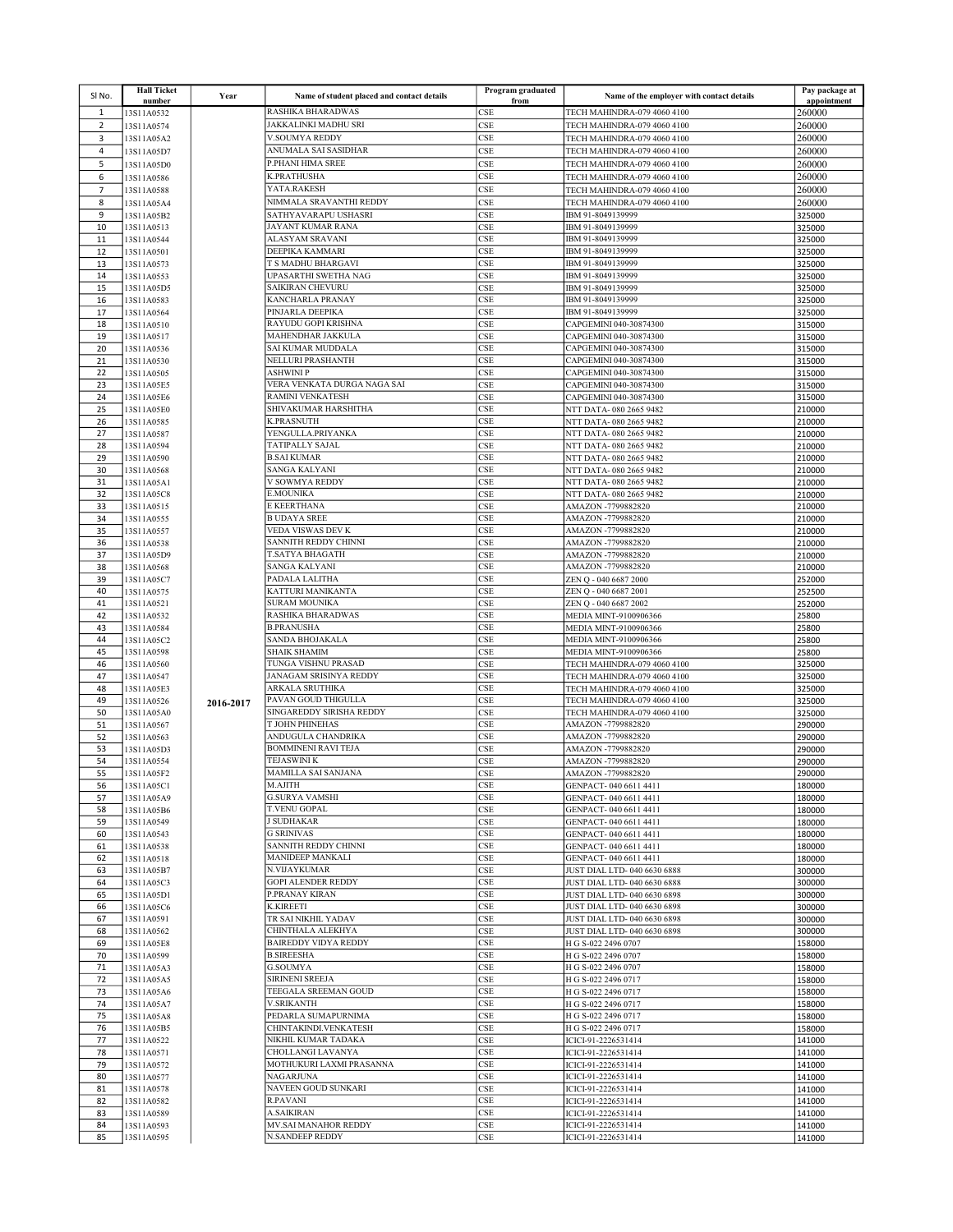| Sl No. | Hall Ticket number | Year | Name of student placed and contact details | Program graduated from | Name of the employer with contact details | Pay package at appointment |
|---|---|---|---|---|---|---|
| 1 | 13S11A0532 | 2016-2017 | RASHIKA BHARADWAS | CSE | TECH MAHINDRA-079 4060 4100 | 260000 |
| 2 | 13S11A0574 | | JAKKALINKI MADHU SRI | CSE | TECH MAHINDRA-079 4060 4100 | 260000 |
| 3 | 13S11A05A2 | | V.SOUMYA REDDY | CSE | TECH MAHINDRA-079 4060 4100 | 260000 |
| 4 | 13S11A05D7 | | ANUMALA SAI SASIDHAR | CSE | TECH MAHINDRA-079 4060 4100 | 260000 |
| 5 | 13S11A05D0 | | P.PHANI HIMA SREE | CSE | TECH MAHINDRA-079 4060 4100 | 260000 |
| 6 | 13S11A0586 | | K.PRATHUSHA | CSE | TECH MAHINDRA-079 4060 4100 | 260000 |
| 7 | 13S11A0588 | | YATA.RAKESH | CSE | TECH MAHINDRA-079 4060 4100 | 260000 |
| 8 | 13S11A05A4 | | NIMMALA SRAVANTHI REDDY | CSE | TECH MAHINDRA-079 4060 4100 | 260000 |
| 9 | 13S11A05B2 | | SATHYAVARAPU USHASRI | CSE | IBM 91-8049139999 | 325000 |
| 10 | 13S11A0513 | | JAYANT KUMAR RANA | CSE | IBM 91-8049139999 | 325000 |
| 11 | 13S11A0544 | | ALASYAM SRAVANI | CSE | IBM 91-8049139999 | 325000 |
| 12 | 13S11A0501 | | DEEPIKA KAMMARI | CSE | IBM 91-8049139999 | 325000 |
| 13 | 13S11A0573 | | T S MADHU BHARGAVI | CSE | IBM 91-8049139999 | 325000 |
| 14 | 13S11A0553 | | UPASARTHI SWETHA NAG | CSE | IBM 91-8049139999 | 325000 |
| 15 | 13S11A05D5 | | SAIKIRAN CHEVURU | CSE | IBM 91-8049139999 | 325000 |
| 16 | 13S11A0583 | | KANCHARLA PRANAY | CSE | IBM 91-8049139999 | 325000 |
| 17 | 13S11A0564 | | PINJARLA DEEPIKA | CSE | IBM 91-8049139999 | 325000 |
| 18 | 13S11A0510 | | RAYUDU GOPI KRISHNA | CSE | CAPGEMINI 040-30874300 | 315000 |
| 19 | 13S11A0517 | | MAHENDHAR JAKKULA | CSE | CAPGEMINI 040-30874300 | 315000 |
| 20 | 13S11A0536 | | SAI KUMAR MUDDALA | CSE | CAPGEMINI 040-30874300 | 315000 |
| 21 | 13S11A0530 | | NELLURI PRASHANTH | CSE | CAPGEMINI 040-30874300 | 315000 |
| 22 | 13S11A0505 | | ASHWINI P | CSE | CAPGEMINI 040-30874300 | 315000 |
| 23 | 13S11A05E5 | | VERA VENKATA DURGA NAGA SAI | CSE | CAPGEMINI 040-30874300 | 315000 |
| 24 | 13S11A05E6 | | RAMINI VENKATESH | CSE | CAPGEMINI 040-30874300 | 315000 |
| 25 | 13S11A05E0 | | SHIVAKUMAR HARSHITHA | CSE | NTT DATA- 080 2665 9482 | 210000 |
| 26 | 13S11A0585 | | K.PRASNUTH | CSE | NTT DATA- 080 2665 9482 | 210000 |
| 27 | 13S11A0587 | | YENGULLA.PRIYANKA | CSE | NTT DATA- 080 2665 9482 | 210000 |
| 28 | 13S11A0594 | | TATIPALLY SAJAL | CSE | NTT DATA- 080 2665 9482 | 210000 |
| 29 | 13S11A0590 | | B.SAI KUMAR | CSE | NTT DATA- 080 2665 9482 | 210000 |
| 30 | 13S11A0568 | | SANGA KALYANI | CSE | NTT DATA- 080 2665 9482 | 210000 |
| 31 | 13S11A05A1 | | V SOWMYA REDDY | CSE | NTT DATA- 080 2665 9482 | 210000 |
| 32 | 13S11A05C8 | | E.MOUNIKA | CSE | NTT DATA- 080 2665 9482 | 210000 |
| 33 | 13S11A0515 | | E KEERTHANA | CSE | AMAZON -7799882820 | 210000 |
| 34 | 13S11A0555 | | B UDAYA SREE | CSE | AMAZON -7799882820 | 210000 |
| 35 | 13S11A0557 | | VEDA VISWAS DEV K | CSE | AMAZON -7799882820 | 210000 |
| 36 | 13S11A0538 | | SANNITH REDDY CHINNI | CSE | AMAZON -7799882820 | 210000 |
| 37 | 13S11A05D9 | | T.SATYA BHAGATH | CSE | AMAZON -7799882820 | 210000 |
| 38 | 13S11A0568 | | SANGA KALYANI | CSE | AMAZON -7799882820 | 210000 |
| 39 | 13S11A05C7 | | PADALA LALITHA | CSE | ZEN Q - 040 6687 2000 | 252000 |
| 40 | 13S11A0575 | | KATTURI MANIKANTA | CSE | ZEN Q - 040 6687 2001 | 252500 |
| 41 | 13S11A0521 | | SURAM MOUNIKA | CSE | ZEN Q - 040 6687 2002 | 252000 |
| 42 | 13S11A0532 | | RASHIKA BHARADWAS | CSE | MEDIA MINT-9100906366 | 25800 |
| 43 | 13S11A0584 | | B.PRANUSHA | CSE | MEDIA MINT-9100906366 | 25800 |
| 44 | 13S11A05C2 | | SANDA BHOJAKALA | CSE | MEDIA MINT-9100906366 | 25800 |
| 45 | 13S11A0598 | | SHAIK SHAMIM | CSE | MEDIA MINT-9100906366 | 25800 |
| 46 | 13S11A0560 | | TUNGA VISHNU PRASAD | CSE | TECH MAHINDRA-079 4060 4100 | 325000 |
| 47 | 13S11A0547 | | JANAGAM SRISINYA REDDY | CSE | TECH MAHINDRA-079 4060 4100 | 325000 |
| 48 | 13S11A05E3 | | ARKALA SRUTHIKA | CSE | TECH MAHINDRA-079 4060 4100 | 325000 |
| 49 | 13S11A0526 | | PAVAN GOUD THIGULLA | CSE | TECH MAHINDRA-079 4060 4100 | 325000 |
| 50 | 13S11A05A0 | | SINGAREDDY SIRISHA REDDY | CSE | TECH MAHINDRA-079 4060 4100 | 325000 |
| 51 | 13S11A0567 | | T JOHN PHINEHAS | CSE | AMAZON -7799882820 | 290000 |
| 52 | 13S11A0563 | | ANDUGULA CHANDRIKA | CSE | AMAZON -7799882820 | 290000 |
| 53 | 13S11A05D3 | | BOMMINENI RAVI TEJA | CSE | AMAZON -7799882820 | 290000 |
| 54 | 13S11A0554 | | TEJASWINI K | CSE | AMAZON -7799882820 | 290000 |
| 55 | 13S11A05F2 | | MAMILLA SAI SANJANA | CSE | AMAZON -7799882820 | 290000 |
| 56 | 13S11A05C1 | | M.AJITH | CSE | GENPACT- 040 6611 4411 | 180000 |
| 57 | 13S11A05A9 | | G.SURYA VAMSHI | CSE | GENPACT- 040 6611 4411 | 180000 |
| 58 | 13S11A05B6 | | T.VENU GOPAL | CSE | GENPACT- 040 6611 4411 | 180000 |
| 59 | 13S11A0549 | | J SUDHAKAR | CSE | GENPACT- 040 6611 4411 | 180000 |
| 60 | 13S11A0543 | | G SRINIVAS | CSE | GENPACT- 040 6611 4411 | 180000 |
| 61 | 13S11A0538 | | SANNITH REDDY CHINNI | CSE | GENPACT- 040 6611 4411 | 180000 |
| 62 | 13S11A0518 | | MANIDEEP MANKALI | CSE | GENPACT- 040 6611 4411 | 180000 |
| 63 | 13S11A05B7 | | N.VIJAYKUMAR | CSE | JUST DIAL LTD- 040 6630 6888 | 300000 |
| 64 | 13S11A05C3 | | GOPI ALENDER REDDY | CSE | JUST DIAL LTD- 040 6630 6888 | 300000 |
| 65 | 13S11A05D1 | | P.PRANAY KIRAN | CSE | JUST DIAL LTD- 040 6630 6898 | 300000 |
| 66 | 13S11A05C6 | | K.KIREETI | CSE | JUST DIAL LTD- 040 6630 6898 | 300000 |
| 67 | 13S11A0591 | | TR SAI NIKHIL YADAV | CSE | JUST DIAL LTD- 040 6630 6898 | 300000 |
| 68 | 13S11A0562 | | CHINTHALA ALEKHYA | CSE | JUST DIAL LTD- 040 6630 6898 | 300000 |
| 69 | 13S11A05E8 | | BAIREDDY VIDYA REDDY | CSE | H G S-022 2496 0707 | 158000 |
| 70 | 13S11A0599 | | B.SIREESHA | CSE | H G S-022 2496 0707 | 158000 |
| 71 | 13S11A05A3 | | G.SOUMYA | CSE | H G S-022 2496 0707 | 158000 |
| 72 | 13S11A05A5 | | SIRINENI SREEJA | CSE | H G S-022 2496 0717 | 158000 |
| 73 | 13S11A05A6 | | TEEGALA SREEMAN GOUD | CSE | H G S-022 2496 0717 | 158000 |
| 74 | 13S11A05A7 | | V.SRIKANTH | CSE | H G S-022 2496 0717 | 158000 |
| 75 | 13S11A05A8 | | PEDARLA SUMAPURNIMA | CSE | H G S-022 2496 0717 | 158000 |
| 76 | 13S11A05B5 | | CHINTAKINDI.VENKATESH | CSE | H G S-022 2496 0717 | 158000 |
| 77 | 13S11A0522 | | NIKHIL KUMAR TADAKA | CSE | ICICI-91-2226531414 | 141000 |
| 78 | 13S11A0571 | | CHOLLANGI LAVANYA | CSE | ICICI-91-2226531414 | 141000 |
| 79 | 13S11A0572 | | MOTHUKURI LAXMI PRASANNA | CSE | ICICI-91-2226531414 | 141000 |
| 80 | 13S11A0577 | | NAGARJUNA | CSE | ICICI-91-2226531414 | 141000 |
| 81 | 13S11A0578 | | NAVEEN GOUD SUNKARI | CSE | ICICI-91-2226531414 | 141000 |
| 82 | 13S11A0582 | | R.PAVANI | CSE | ICICI-91-2226531414 | 141000 |
| 83 | 13S11A0589 | | A.SAIKIRAN | CSE | ICICI-91-2226531414 | 141000 |
| 84 | 13S11A0593 | | MV.SAI MANAHOR REDDY | CSE | ICICI-91-2226531414 | 141000 |
| 85 | 13S11A0595 | | N.SANDEEP REDDY | CSE | ICICI-91-2226531414 | 141000 |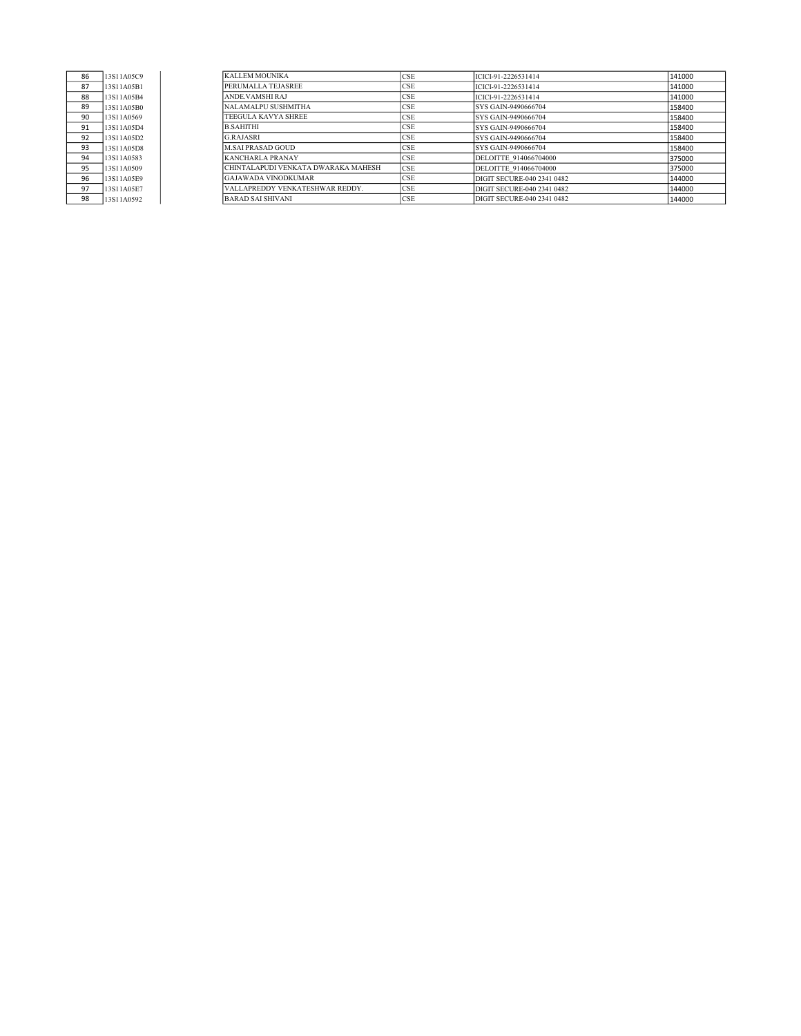| | | | | | |
|---|---|---|---|---|---|
| 86 | 13S11A05C9 | KALLEM MOUNIKA | CSE | ICICI-91-2226531414 | 141000 |
| 87 | 13S11A05B1 | PERUMALLA TEJASREE | CSE | ICICI-91-2226531414 | 141000 |
| 88 | 13S11A05B4 | ANDE.VAMSHI RAJ | CSE | ICICI-91-2226531414 | 141000 |
| 89 | 13S11A05B0 | NALAMALPU SUSHMITHA | CSE | SYS GAIN-9490666704 | 158400 |
| 90 | 13S11A0569 | TEEGULA KAVYA SHREE | CSE | SYS GAIN-9490666704 | 158400 |
| 91 | 13S11A05D4 | B.SAHITHI | CSE | SYS GAIN-9490666704 | 158400 |
| 92 | 13S11A05D2 | G.RAJASRI | CSE | SYS GAIN-9490666704 | 158400 |
| 93 | 13S11A05D8 | M.SAI PRASAD GOUD | CSE | SYS GAIN-9490666704 | 158400 |
| 94 | 13S11A0583 | KANCHARLA PRANAY | CSE | DELOITTE_914066704000 | 375000 |
| 95 | 13S11A0509 | CHINTALAPUDI VENKATA DWARAKA MAHESH | CSE | DELOITTE_914066704000 | 375000 |
| 96 | 13S11A05E9 | GAJAWADA VINODKUMAR | CSE | DIGIT SECURE-040 2341 0482 | 144000 |
| 97 | 13S11A05E7 | VALLAPREDDY VENKATESHWAR REDDY. | CSE | DIGIT SECURE-040 2341 0482 | 144000 |
| 98 | 13S11A0592 | BARAD SAI SHIVANI | CSE | DIGIT SECURE-040 2341 0482 | 144000 |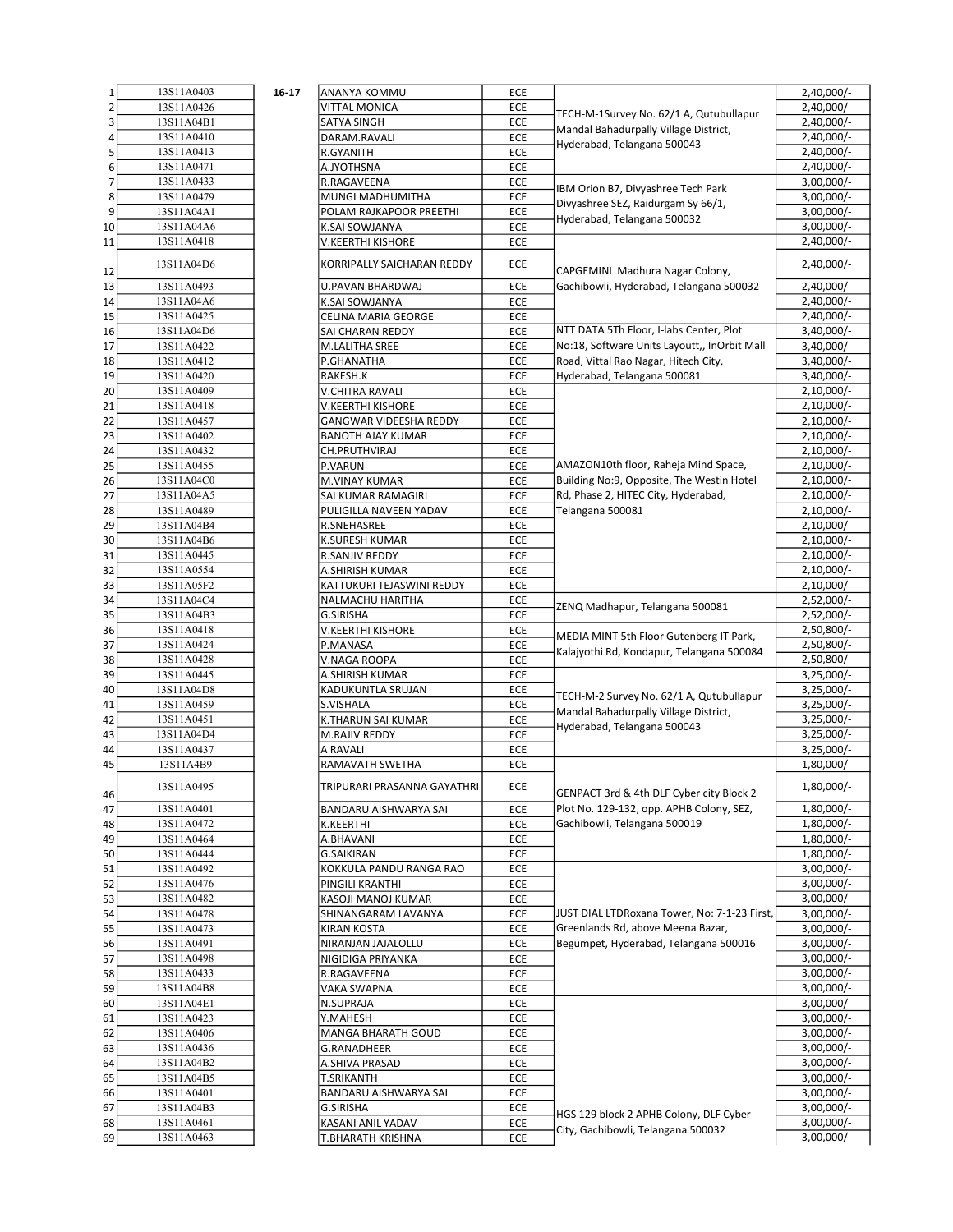| | | | | | | |
|---|---|---|---|---|---|---|
| 1 | 13S11A0403 | 16-17 | ANANYA KOMMU | ECE | | 2,40,000/- |
| 2 | 13S11A0426 | | VITTAL MONICA | ECE | TECH-M-1Survey No. 62/1 A, Qutubullapur Mandal Bahadurpally Village District, Hyderabad, Telangana 500043 | 2,40,000/- |
| 3 | 13S11A04B1 | | SATYA SINGH | ECE | | 2,40,000/- |
| 4 | 13S11A0410 | | DARAM.RAVALI | ECE | | 2,40,000/- |
| 5 | 13S11A0413 | | R.GYANITH | ECE | | 2,40,000/- |
| 6 | 13S11A0471 | | A.JYOTHSNA | ECE | | 2,40,000/- |
| 7 | 13S11A0433 | | R.RAGAVEENA | ECE | IBM Orion B7, Divyashree Tech Park Divyashree SEZ, Raidurgam Sy 66/1, Hyderabad, Telangana 500032 | 3,00,000/- |
| 8 | 13S11A0479 | | MUNGI MADHUMITHA | ECE | | 3,00,000/- |
| 9 | 13S11A04A1 | | POLAM RAJKAPOOR PREETHI | ECE | | 3,00,000/- |
| 10 | 13S11A04A6 | | K.SAI SOWJANYA | ECE | | 3,00,000/- |
| 11 | 13S11A0418 | | V.KEERTHI KISHORE | ECE | CAPGEMINI Madhura Nagar Colony, Gachibowli, Hyderabad, Telangana 500032 | 2,40,000/- |
| 12 | 13S11A04D6 | | KORRIPALLY SAICHARAN REDDY | ECE | | 2,40,000/- |
| 13 | 13S11A0493 | | U.PAVAN BHARDWAJ | ECE | | 2,40,000/- |
| 14 | 13S11A04A6 | | K.SAI SOWJANYA | ECE | | 2,40,000/- |
| 15 | 13S11A0425 | | CELINA MARIA GEORGE | ECE | | 2,40,000/- |
| 16 | 13S11A04D6 | | SAI CHARAN REDDY | ECE | NTT DATA 5Th Floor, I-labs Center, Plot No:18, Software Units Layoutt,, InOrbit Mall Road, Vittal Rao Nagar, Hitech City, Hyderabad, Telangana 500081 | 3,40,000/- |
| 17 | 13S11A0422 | | M.LALITHA SREE | ECE | | 3,40,000/- |
| 18 | 13S11A0412 | | P.GHANATHA | ECE | | 3,40,000/- |
| 19 | 13S11A0420 | | RAKESH.K | ECE | | 3,40,000/- |
| 20 | 13S11A0409 | | V.CHITRA RAVALI | ECE | AMAZON10th floor, Raheja Mind Space, Building No:9, Opposite, The Westin Hotel Rd, Phase 2, HITEC City, Hyderabad, Telangana 500081 | 2,10,000/- |
| 21 | 13S11A0418 | | V.KEERTHI KISHORE | ECE | | 2,10,000/- |
| 22 | 13S11A0457 | | GANGWAR VIDEESHA REDDY | ECE | | 2,10,000/- |
| 23 | 13S11A0402 | | BANOTH AJAY KUMAR | ECE | | 2,10,000/- |
| 24 | 13S11A0432 | | CH.PRUTHVIRAJ | ECE | | 2,10,000/- |
| 25 | 13S11A0455 | | P.VARUN | ECE | | 2,10,000/- |
| 26 | 13S11A04C0 | | M.VINAY KUMAR | ECE | | 2,10,000/- |
| 27 | 13S11A04A5 | | SAI KUMAR RAMAGIRI | ECE | | 2,10,000/- |
| 28 | 13S11A0489 | | PULIGILLA NAVEEN YADAV | ECE | | 2,10,000/- |
| 29 | 13S11A04B4 | | R.SNEHASREE | ECE | | 2,10,000/- |
| 30 | 13S11A04B6 | | K.SURESH KUMAR | ECE | | 2,10,000/- |
| 31 | 13S11A0445 | | R.SANJIV REDDY | ECE | | 2,10,000/- |
| 32 | 13S11A0554 | | A.SHIRISH KUMAR | ECE | | 2,10,000/- |
| 33 | 13S11A05F2 | | KATTUKURI TEJASWINI REDDY | ECE | | 2,10,000/- |
| 34 | 13S11A04C4 | | NALMACHU HARITHA | ECE | ZENQ Madhapur, Telangana 500081 | 2,52,000/- |
| 35 | 13S11A04B3 | | G.SIRISHA | ECE | | 2,52,000/- |
| 36 | 13S11A0418 | | V.KEERTHI KISHORE | ECE | MEDIA MINT 5th Floor Gutenberg IT Park, Kalajyothi Rd, Kondapur, Telangana 500084 | 2,50,800/- |
| 37 | 13S11A0424 | | P.MANASA | ECE | | 2,50,800/- |
| 38 | 13S11A0428 | | V.NAGA ROOPA | ECE | | 2,50,800/- |
| 39 | 13S11A0445 | | A.SHIRISH KUMAR | ECE | TECH-M-2 Survey No. 62/1 A, Qutubullapur Mandal Bahadurpally Village District, Hyderabad, Telangana 500043 | 3,25,000/- |
| 40 | 13S11A04D8 | | KADUKUNTLA SRUJAN | ECE | | 3,25,000/- |
| 41 | 13S11A0459 | | S.VISHALA | ECE | | 3,25,000/- |
| 42 | 13S11A0451 | | K.THARUN SAI KUMAR | ECE | | 3,25,000/- |
| 43 | 13S11A04D4 | | M.RAJIV REDDY | ECE | | 3,25,000/- |
| 44 | 13S11A0437 | | A RAVALI | ECE | | 3,25,000/- |
| 45 | 13S11A4B9 | | RAMAVATH SWETHA | ECE | GENPACT 3rd & 4th DLF Cyber city Block 2 Plot No. 129-132, opp. APHB Colony, SEZ, Gachibowli, Telangana 500019 | 1,80,000/- |
| 46 | 13S11A0495 | | TRIPURARI PRASANNA GAYATHRI | ECE | | 1,80,000/- |
| 47 | 13S11A0401 | | BANDARU AISHWARYA SAI | ECE | | 1,80,000/- |
| 48 | 13S11A0472 | | K.KEERTHI | ECE | | 1,80,000/- |
| 49 | 13S11A0464 | | A.BHAVANI | ECE | | 1,80,000/- |
| 50 | 13S11A0444 | | G.SAIKIRAN | ECE | | 1,80,000/- |
| 51 | 13S11A0492 | | KOKKULA PANDU RANGA RAO | ECE | JUST DIAL LTDRoxana Tower, No: 7-1-23 First, Greenlands Rd, above Meena Bazar, Begumpet, Hyderabad, Telangana 500016 | 3,00,000/- |
| 52 | 13S11A0476 | | PINGILI KRANTHI | ECE | | 3,00,000/- |
| 53 | 13S11A0482 | | KASOJI MANOJ KUMAR | ECE | | 3,00,000/- |
| 54 | 13S11A0478 | | SHINANGARAM LAVANYA | ECE | | 3,00,000/- |
| 55 | 13S11A0473 | | KIRAN KOSTA | ECE | | 3,00,000/- |
| 56 | 13S11A0491 | | NIRANJAN JAJALOLLU | ECE | | 3,00,000/- |
| 57 | 13S11A0498 | | NIGIDIGA PRIYANKA | ECE | | 3,00,000/- |
| 58 | 13S11A0433 | | R.RAGAVEENA | ECE | | 3,00,000/- |
| 59 | 13S11A04B8 | | VAKA SWAPNA | ECE | | 3,00,000/- |
| 60 | 13S11A04E1 | | N.SUPRAJA | ECE | HGS 129 block 2 APHB Colony, DLF Cyber City, Gachibowli, Telangana 500032 | 3,00,000/- |
| 61 | 13S11A0423 | | Y.MAHESH | ECE | | 3,00,000/- |
| 62 | 13S11A0406 | | MANGA BHARATH GOUD | ECE | | 3,00,000/- |
| 63 | 13S11A0436 | | G.RANADHEER | ECE | | 3,00,000/- |
| 64 | 13S11A04B2 | | A.SHIVA PRASAD | ECE | | 3,00,000/- |
| 65 | 13S11A04B5 | | T.SRIKANTH | ECE | | 3,00,000/- |
| 66 | 13S11A0401 | | BANDARU AISHWARYA SAI | ECE | | 3,00,000/- |
| 67 | 13S11A04B3 | | G.SIRISHA | ECE | | 3,00,000/- |
| 68 | 13S11A0461 | | KASANI ANIL YADAV | ECE | | 3,00,000/- |
| 69 | 13S11A0463 | | T.BHARATH KRISHNA | ECE | | 3,00,000/- |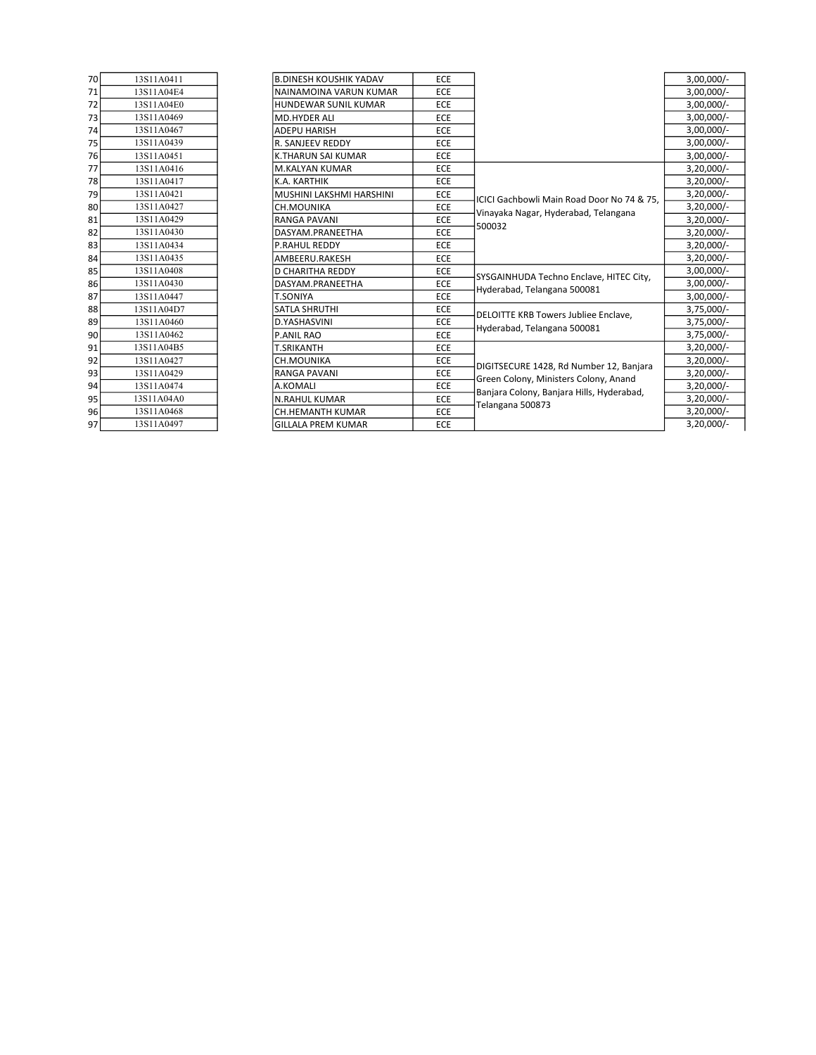| | | | | | |
|---|---|---|---|---|---|
| 70 | 13S11A0411 | B.DINESH KOUSHIK YADAV | ECE | | 3,00,000/- |
| 71 | 13S11A04E4 | NAINAMOINA VARUN KUMAR | ECE | | 3,00,000/- |
| 72 | 13S11A04E0 | HUNDEWAR SUNIL KUMAR | ECE | | 3,00,000/- |
| 73 | 13S11A0469 | MD.HYDER ALI | ECE | | 3,00,000/- |
| 74 | 13S11A0467 | ADEPU HARISH | ECE | | 3,00,000/- |
| 75 | 13S11A0439 | R. SANJEEV REDDY | ECE | | 3,00,000/- |
| 76 | 13S11A0451 | K.THARUN SAI KUMAR | ECE | | 3,00,000/- |
| 77 | 13S11A0416 | M.KALYAN KUMAR | ECE | ICICI Gachbowli Main Road Door No 74 & 75, Vinayaka Nagar, Hyderabad, Telangana 500032 | 3,20,000/- |
| 78 | 13S11A0417 | K.A. KARTHIK | ECE | | 3,20,000/- |
| 79 | 13S11A0421 | MUSHINI LAKSHMI HARSHINI | ECE | | 3,20,000/- |
| 80 | 13S11A0427 | CH.MOUNIKA | ECE | | 3,20,000/- |
| 81 | 13S11A0429 | RANGA PAVANI | ECE | | 3,20,000/- |
| 82 | 13S11A0430 | DASYAM.PRANEETHA | ECE | | 3,20,000/- |
| 83 | 13S11A0434 | P.RAHUL REDDY | ECE | | 3,20,000/- |
| 84 | 13S11A0435 | AMBEERU.RAKESH | ECE | | 3,20,000/- |
| 85 | 13S11A0408 | D CHARITHA REDDY | ECE | SYSGAINHUDA Techno Enclave, HITEC City, Hyderabad, Telangana 500081 | 3,00,000/- |
| 86 | 13S11A0430 | DASYAM.PRANEETHA | ECE | | 3,00,000/- |
| 87 | 13S11A0447 | T.SONIYA | ECE | | 3,00,000/- |
| 88 | 13S11A04D7 | SATLA SHRUTHI | ECE | DELOITTE KRB Towers Jubliee Enclave, Hyderabad, Telangana 500081 | 3,75,000/- |
| 89 | 13S11A0460 | D.YASHASVINI | ECE | | 3,75,000/- |
| 90 | 13S11A0462 | P.ANIL RAO | ECE | | 3,75,000/- |
| 91 | 13S11A04B5 | T.SRIKANTH | ECE | DIGITSECURE 1428, Rd Number 12, Banjara Green Colony, Ministers Colony, Anand Banjara Colony, Banjara Hills, Hyderabad, Telangana 500873 | 3,20,000/- |
| 92 | 13S11A0427 | CH.MOUNIKA | ECE | | 3,20,000/- |
| 93 | 13S11A0429 | RANGA PAVANI | ECE | | 3,20,000/- |
| 94 | 13S11A0474 | A.KOMALI | ECE | | 3,20,000/- |
| 95 | 13S11A04A0 | N.RAHUL KUMAR | ECE | | 3,20,000/- |
| 96 | 13S11A0468 | CH.HEMANTH KUMAR | ECE | | 3,20,000/- |
| 97 | 13S11A0497 | GILLALA PREM KUMAR | ECE | | 3,20,000/- |